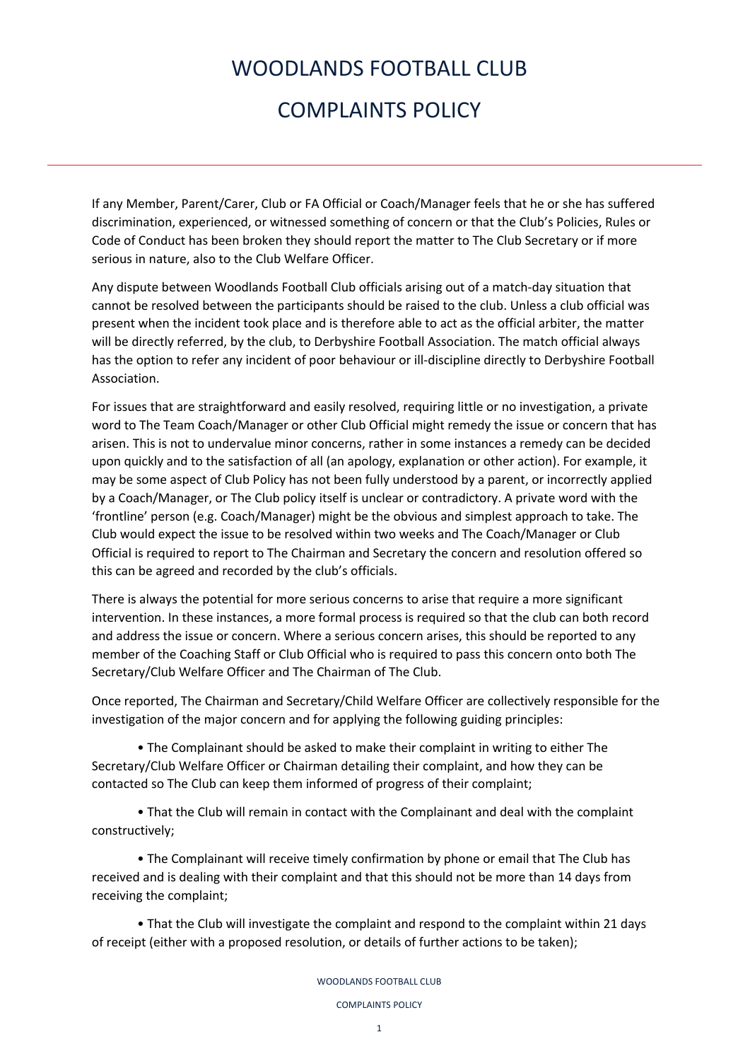# WOODLANDS FOOTBALL CLUB

# COMPLAINTS POLICY

---

If any Member, Parent/Carer, Club or FA Official or Coach/Manager feels that he or she has suffered discrimination, experienced, or witnessed something of concern or that the Club's Policies, Rules or Code of Conduct has been broken they should report the matter to The Club Secretary or if more serious in nature, also to the Club Welfare Officer.

Any dispute between Woodlands Football Club officials arising out of a match-day situation that cannot be resolved between the participants should be raised to the club. Unless a club official was present when the incident took place and is therefore able to act as the official arbiter, the matter will be directly referred, by the club, to Derbyshire Football Association. The match official always has the option to refer any incident of poor behaviour or ill-discipline directly to Derbyshire Football Association.

For issues that are straightforward and easily resolved, requiring little or no investigation, a private word to The Team Coach/Manager or other Club Official might remedy the issue or concern that has arisen. This is not to undervalue minor concerns, rather in some instances a remedy can be decided upon quickly and to the satisfaction of all (an apology, explanation or other action). For example, it may be some aspect of Club Policy has not been fully understood by a parent, or incorrectly applied by a Coach/Manager, or The Club policy itself is unclear or contradictory. A private word with the 'frontline' person (e.g. Coach/Manager) might be the obvious and simplest approach to take. The Club would expect the issue to be resolved within two weeks and The Coach/Manager or Club Official is required to report to The Chairman and Secretary the concern and resolution offered so this can be agreed and recorded by the club's officials.

There is always the potential for more serious concerns to arise that require a more significant intervention. In these instances, a more formal process is required so that the club can both record and address the issue or concern. Where a serious concern arises, this should be reported to any member of the Coaching Staff or Club Official who is required to pass this concern onto both The Secretary/Club Welfare Officer and The Chairman of The Club.

Once reported, The Chairman and Secretary/Child Welfare Officer are collectively responsible for the investigation of the major concern and for applying the following guiding principles:

- The Complainant should be asked to make their complaint in writing to either The Secretary/Club Welfare Officer or Chairman detailing their complaint, and how they can be contacted so The Club can keep them informed of progress of their complaint;
- That the Club will remain in contact with the Complainant and deal with the complaint constructively;
- The Complainant will receive timely confirmation by phone or email that The Club has received and is dealing with their complaint and that this should not be more than 14 days from receiving the complaint;
- That the Club will investigate the complaint and respond to the complaint within 21 days of receipt (either with a proposed resolution, or details of further actions to be taken);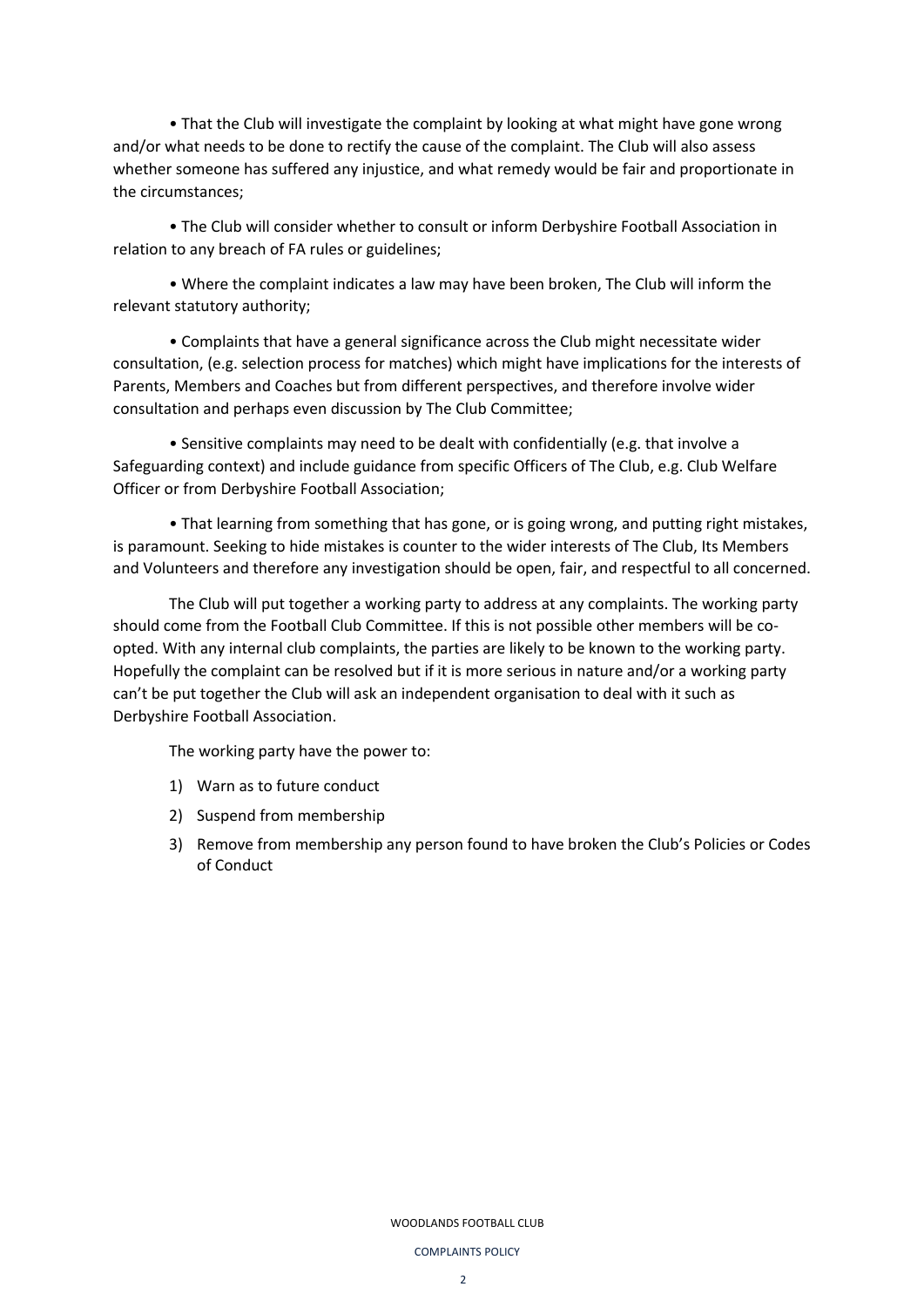- That the Club will investigate the complaint by looking at what might have gone wrong and/or what needs to be done to rectify the cause of the complaint. The Club will also assess whether someone has suffered any injustice, and what remedy would be fair and proportionate in the circumstances;

- The Club will consider whether to consult or inform Derbyshire Football Association in relation to any breach of FA rules or guidelines;

- Where the complaint indicates a law may have been broken, The Club will inform the relevant statutory authority;

- Complaints that have a general significance across the Club might necessitate wider consultation, (e.g. selection process for matches) which might have implications for the interests of Parents, Members and Coaches but from different perspectives, and therefore involve wider consultation and perhaps even discussion by The Club Committee;

- Sensitive complaints may need to be dealt with confidentially (e.g. that involve a Safeguarding context) and include guidance from specific Officers of The Club, e.g. Club Welfare Officer or from Derbyshire Football Association;

- That learning from something that has gone, or is going wrong, and putting right mistakes, is paramount. Seeking to hide mistakes is counter to the wider interests of The Club, Its Members and Volunteers and therefore any investigation should be open, fair, and respectful to all concerned.

The Club will put together a working party to address at any complaints. The working party should come from the Football Club Committee. If this is not possible other members will be co-opted. With any internal club complaints, the parties are likely to be known to the working party. Hopefully the complaint can be resolved but if it is more serious in nature and/or a working party can't be put together the Club will ask an independent organisation to deal with it such as Derbyshire Football Association.

The working party have the power to:

1) Warn as to future conduct
2) Suspend from membership
3) Remove from membership any person found to have broken the Club's Policies or Codes of Conduct